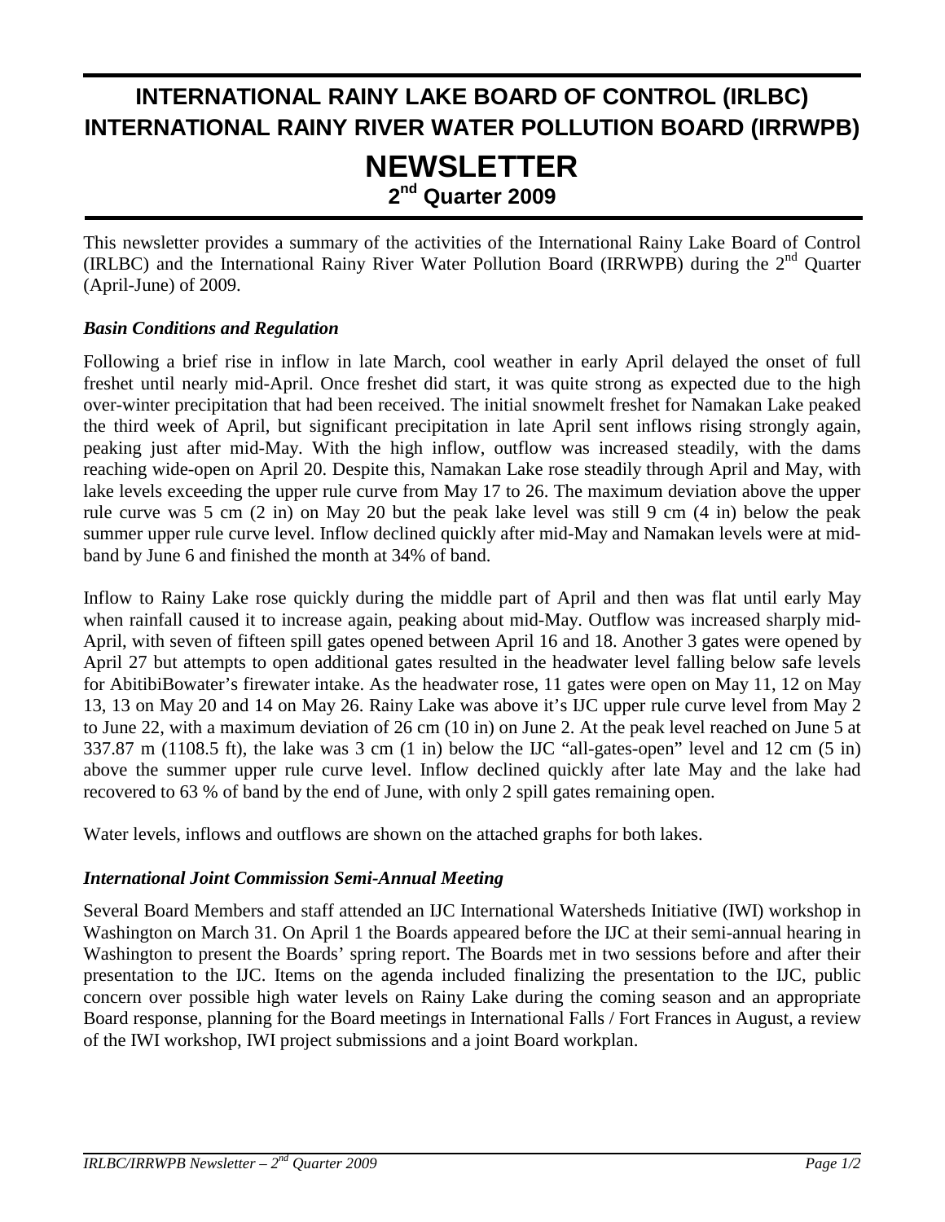# INTERNATIONAL RAINY LAKE BOARD OF CONTROL (IRLBC) INTERNATIONAL RAINY RIVER WATER POLLUTION BOARD (IRRWPB)

# NEWSLETTER

## 2nd Quarter 2009

This newsletter provides a summary of the activities of the International Rainy Lake Board of Control (IRLBC) and the International Rainy River Water Pollution Board (IRRWPB) during the 2nd Quarter (April-June) of 2009.

### *Basin Conditions and Regulation*

Following a brief rise in inflow in late March, cool weather in early April delayed the onset of full freshet until nearly mid-April. Once freshet did start, it was quite strong as expected due to the high over-winter precipitation that had been received. The initial snowmelt freshet for Namakan Lake peaked the third week of April, but significant precipitation in late April sent inflows rising strongly again, peaking just after mid-May. With the high inflow, outflow was increased steadily, with the dams reaching wide-open on April 20. Despite this, Namakan Lake rose steadily through April and May, with lake levels exceeding the upper rule curve from May 17 to 26. The maximum deviation above the upper rule curve was 5 cm (2 in) on May 20 but the peak lake level was still 9 cm (4 in) below the peak summer upper rule curve level. Inflow declined quickly after mid-May and Namakan levels were at mid-band by June 6 and finished the month at 34% of band.

Inflow to Rainy Lake rose quickly during the middle part of April and then was flat until early May when rainfall caused it to increase again, peaking about mid-May. Outflow was increased sharply mid-April, with seven of fifteen spill gates opened between April 16 and 18. Another 3 gates were opened by April 27 but attempts to open additional gates resulted in the headwater level falling below safe levels for AbitibiBowater's firewater intake. As the headwater rose, 11 gates were open on May 11, 12 on May 13, 13 on May 20 and 14 on May 26. Rainy Lake was above it's IJC upper rule curve level from May 2 to June 22, with a maximum deviation of 26 cm (10 in) on June 2. At the peak level reached on June 5 at 337.87 m (1108.5 ft), the lake was 3 cm (1 in) below the IJC "all-gates-open" level and 12 cm (5 in) above the summer upper rule curve level. Inflow declined quickly after late May and the lake had recovered to 63 % of band by the end of June, with only 2 spill gates remaining open.

Water levels, inflows and outflows are shown on the attached graphs for both lakes.

### *International Joint Commission Semi-Annual Meeting*

Several Board Members and staff attended an IJC International Watersheds Initiative (IWI) workshop in Washington on March 31. On April 1 the Boards appeared before the IJC at their semi-annual hearing in Washington to present the Boards' spring report. The Boards met in two sessions before and after their presentation to the IJC. Items on the agenda included finalizing the presentation to the IJC, public concern over possible high water levels on Rainy Lake during the coming season and an appropriate Board response, planning for the Board meetings in International Falls / Fort Frances in August, a review of the IWI workshop, IWI project submissions and a joint Board workplan.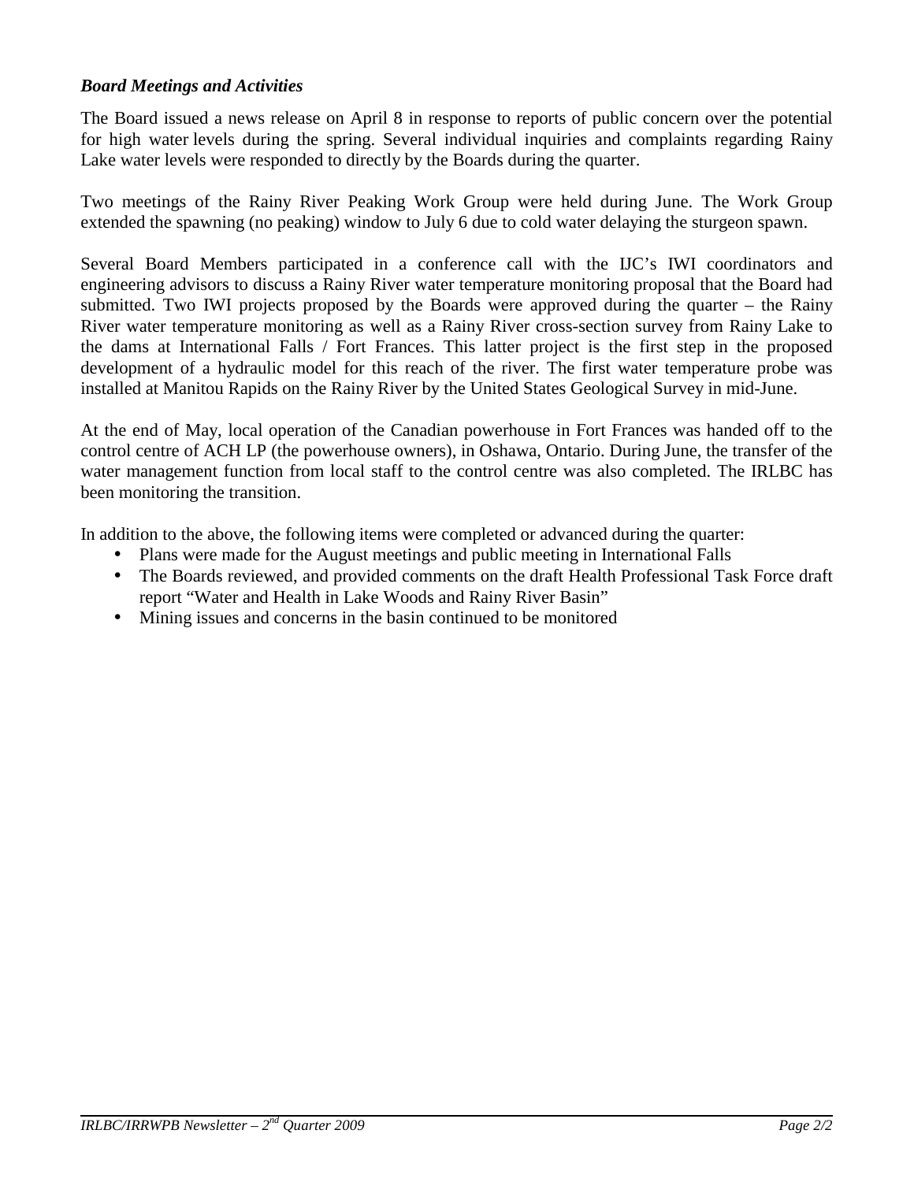***Board Meetings and Activities***

The Board issued a news release on April 8 in response to reports of public concern over the potential for high water levels during the spring. Several individual inquiries and complaints regarding Rainy Lake water levels were responded to directly by the Boards during the quarter.

Two meetings of the Rainy River Peaking Work Group were held during June. The Work Group extended the spawning (no peaking) window to July 6 due to cold water delaying the sturgeon spawn.

Several Board Members participated in a conference call with the IJC's IWI coordinators and engineering advisors to discuss a Rainy River water temperature monitoring proposal that the Board had submitted. Two IWI projects proposed by the Boards were approved during the quarter – the Rainy River water temperature monitoring as well as a Rainy River cross-section survey from Rainy Lake to the dams at International Falls / Fort Frances. This latter project is the first step in the proposed development of a hydraulic model for this reach of the river. The first water temperature probe was installed at Manitou Rapids on the Rainy River by the United States Geological Survey in mid-June.

At the end of May, local operation of the Canadian powerhouse in Fort Frances was handed off to the control centre of ACH LP (the powerhouse owners), in Oshawa, Ontario. During June, the transfer of the water management function from local staff to the control centre was also completed. The IRLBC has been monitoring the transition.

In addition to the above, the following items were completed or advanced during the quarter:

- Plans were made for the August meetings and public meeting in International Falls
- The Boards reviewed, and provided comments on the draft Health Professional Task Force draft report "Water and Health in Lake Woods and Rainy River Basin"
- Mining issues and concerns in the basin continued to be monitored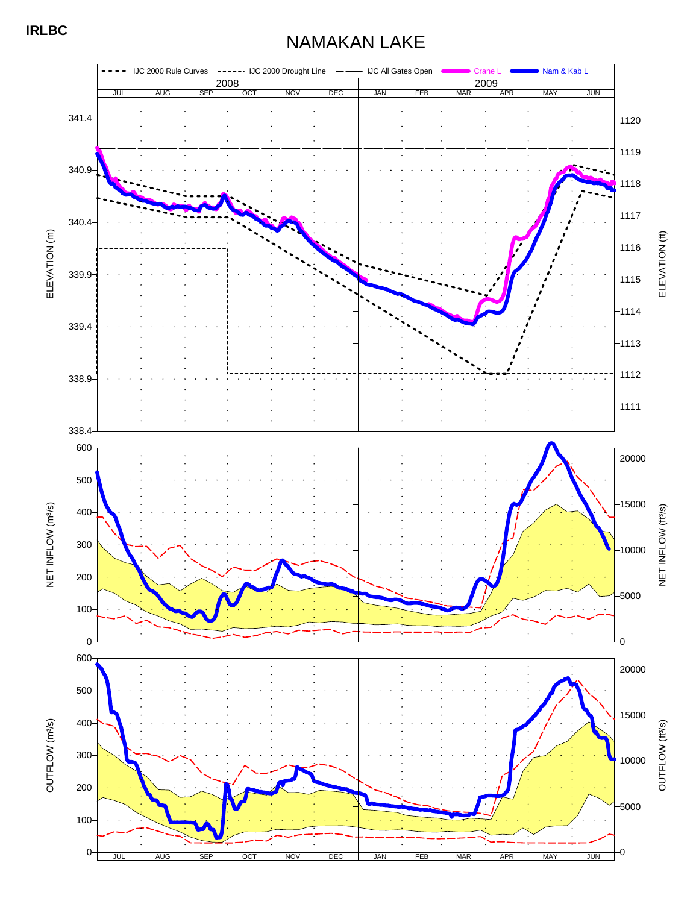**IRLBC**

# NAMAKAN LAKE

IJC 2000 Rule Curves · IJC 2000 Drought Line · IJC All Gates Open · Crane L · Nam & Kab L

2008 | 2009

JUL AUG SEP OCT NOV DEC JAN FEB MAR APR MAY JUN

ELEVATION (m): 341.4, 340.9, 340.4, 339.9, 339.4, 338.9, 338.4

ELEVATION (ft): 1120, 1119, 1118, 1117, 1116, 1115, 1114, 1113, 1112, 1111

NET INFLOW (m³/s): 600, 500, 400, 300, 200, 100, 0

NET INFLOW (ft³/s): 20000, 15000, 10000, 5000, 0

OUTFLOW (m³/s): 600, 500, 400, 300, 200, 100, 0

OUTFLOW (ft³/s): 20000, 15000, 10000, 5000, 0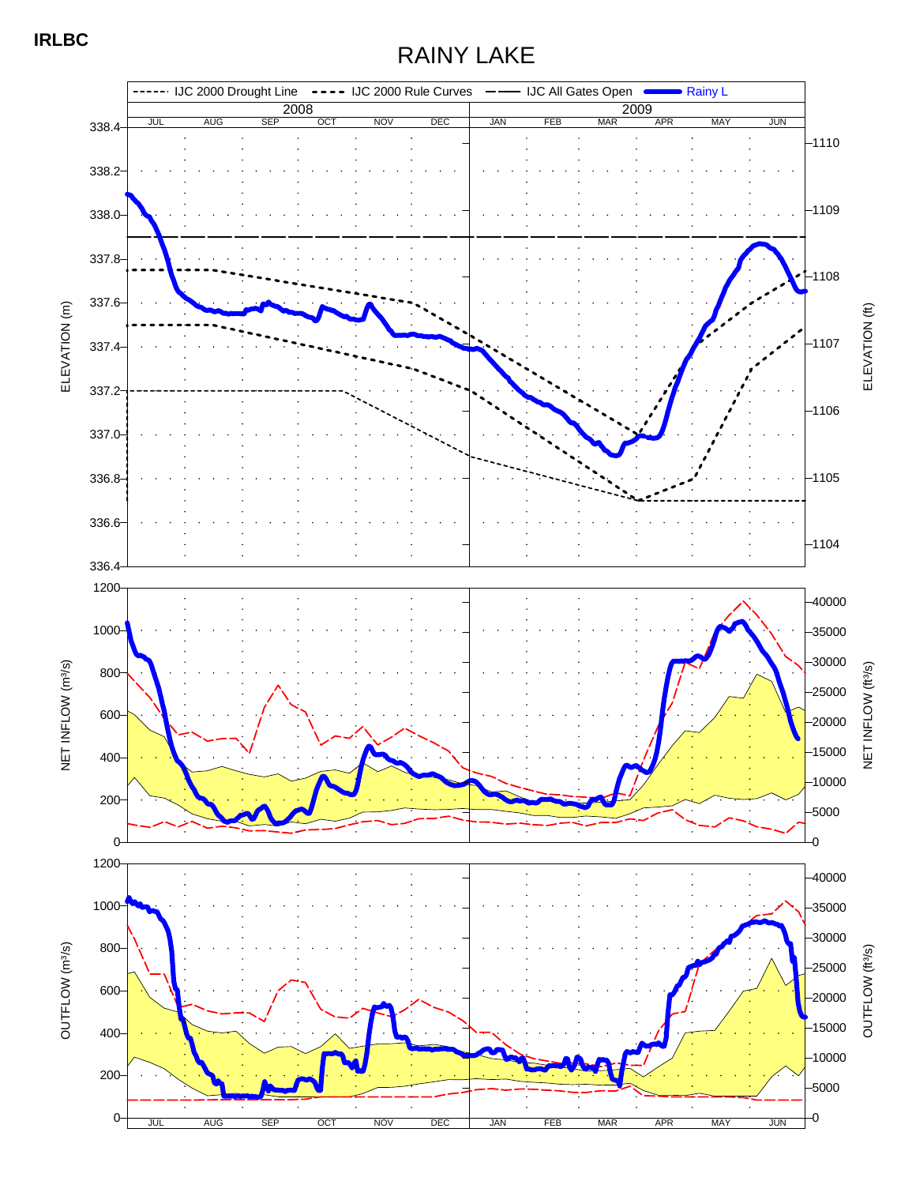IRLBC

# RAINY LAKE

IJC 2000 Drought Line
IJC 2000 Rule Curves
IJC All Gates Open
Rainy L

2008
2009

JUL AUG SEP OCT NOV DEC JAN FEB MAR APR MAY JUN

ELEVATION (m)

338.4
338.2
338.0
337.8
337.6
337.4
337.2
337.0
336.8
336.6
336.4

ELEVATION (ft)

1110
1109
1108
1107
1106
1105
1104

NET INFLOW (m³/s)

1200
1000
800
600
400
200
0

NET INFLOW (ft³/s)

40000
35000
30000
25000
20000
15000
10000
5000
0

OUTFLOW (m³/s)

1200
1000
800
600
400
200
0

OUTFLOW (ft³/s)

40000
35000
30000
25000
20000
15000
10000
5000
0

JUL AUG SEP OCT NOV DEC JAN FEB MAR APR MAY JUN